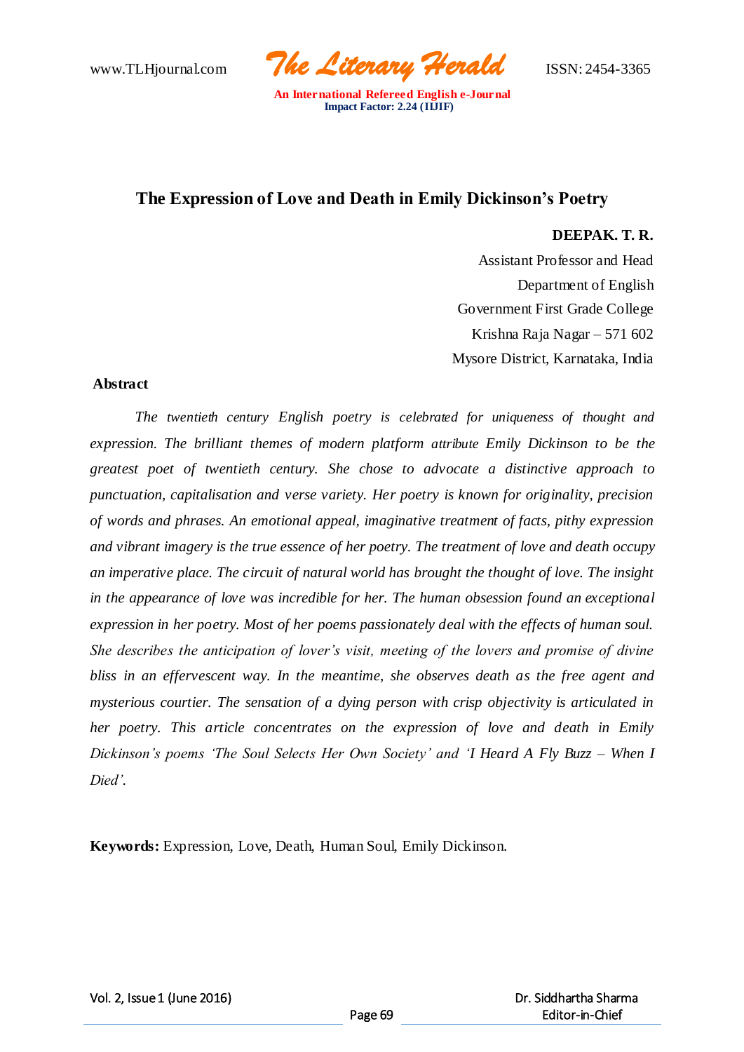# The Expression of Love and Death in Emily Dickinson's Poetry

**DEEPAK. T. R.**

Assistant Professor and Head
Department of English
Government First Grade College
Krishna Raja Nagar – 571 602
Mysore District, Karnataka, India

## Abstract

*The twentieth century English poetry is celebrated for uniqueness of thought and expression. The brilliant themes of modern platform attribute Emily Dickinson to be the greatest poet of twentieth century. She chose to advocate a distinctive approach to punctuation, capitalisation and verse variety. Her poetry is known for originality, precision of words and phrases. An emotional appeal, imaginative treatment of facts, pithy expression and vibrant imagery is the true essence of her poetry. The treatment of love and death occupy an imperative place. The circuit of natural world has brought the thought of love. The insight in the appearance of love was incredible for her. The human obsession found an exceptional expression in her poetry. Most of her poems passionately deal with the effects of human soul. She describes the anticipation of lover's visit, meeting of the lovers and promise of divine bliss in an effervescent way. In the meantime, she observes death as the free agent and mysterious courtier. The sensation of a dying person with crisp objectivity is articulated in her poetry. This article concentrates on the expression of love and death in Emily Dickinson's poems 'The Soul Selects Her Own Society' and 'I Heard A Fly Buzz – When I Died'.*

**Keywords:** Expression, Love, Death, Human Soul, Emily Dickinson.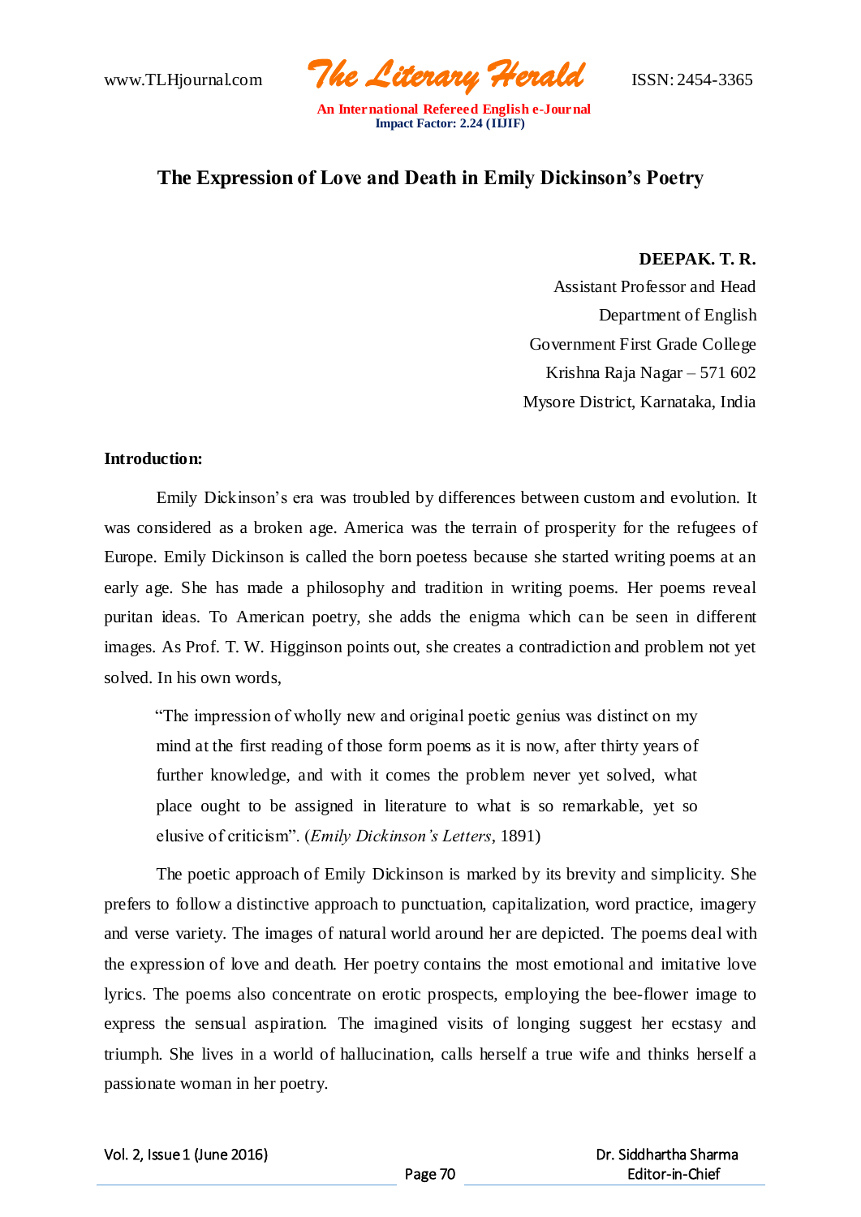# The Expression of Love and Death in Emily Dickinson's Poetry

**DEEPAK. T. R.**
Assistant Professor and Head
Department of English
Government First Grade College
Krishna Raja Nagar – 571 602
Mysore District, Karnataka, India

**Introduction:**

Emily Dickinson's era was troubled by differences between custom and evolution. It was considered as a broken age. America was the terrain of prosperity for the refugees of Europe. Emily Dickinson is called the born poetess because she started writing poems at an early age. She has made a philosophy and tradition in writing poems. Her poems reveal puritan ideas. To American poetry, she adds the enigma which can be seen in different images. As Prof. T. W. Higginson points out, she creates a contradiction and problem not yet solved. In his own words,

> "The impression of wholly new and original poetic genius was distinct on my mind at the first reading of those form poems as it is now, after thirty years of further knowledge, and with it comes the problem never yet solved, what place ought to be assigned in literature to what is so remarkable, yet so elusive of criticism". (*Emily Dickinson's Letters*, 1891)

The poetic approach of Emily Dickinson is marked by its brevity and simplicity. She prefers to follow a distinctive approach to punctuation, capitalization, word practice, imagery and verse variety. The images of natural world around her are depicted. The poems deal with the expression of love and death. Her poetry contains the most emotional and imitative love lyrics. The poems also concentrate on erotic prospects, employing the bee-flower image to express the sensual aspiration. The imagined visits of longing suggest her ecstasy and triumph. She lives in a world of hallucination, calls herself a true wife and thinks herself a passionate woman in her poetry.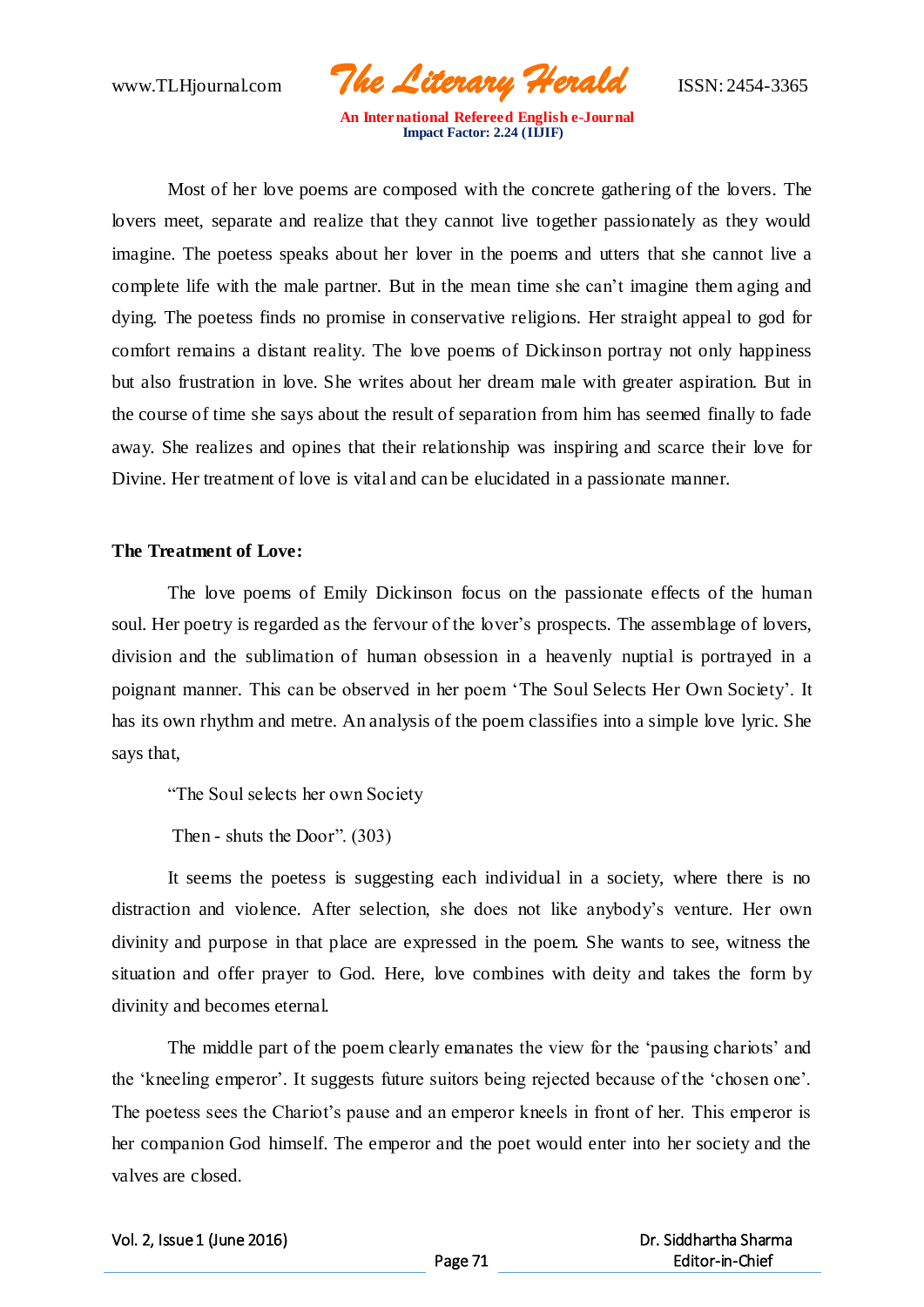Most of her love poems are composed with the concrete gathering of the lovers. The lovers meet, separate and realize that they cannot live together passionately as they would imagine. The poetess speaks about her lover in the poems and utters that she cannot live a complete life with the male partner. But in the mean time she can't imagine them aging and dying. The poetess finds no promise in conservative religions. Her straight appeal to god for comfort remains a distant reality. The love poems of Dickinson portray not only happiness but also frustration in love. She writes about her dream male with greater aspiration. But in the course of time she says about the result of separation from him has seemed finally to fade away. She realizes and opines that their relationship was inspiring and scarce their love for Divine. Her treatment of love is vital and can be elucidated in a passionate manner.

**The Treatment of Love:**

The love poems of Emily Dickinson focus on the passionate effects of the human soul. Her poetry is regarded as the fervour of the lover's prospects. The assemblage of lovers, division and the sublimation of human obsession in a heavenly nuptial is portrayed in a poignant manner. This can be observed in her poem 'The Soul Selects Her Own Society'. It has its own rhythm and metre. An analysis of the poem classifies into a simple love lyric. She says that,

> "The Soul selects her own Society
>
> Then - shuts the Door". (303)

It seems the poetess is suggesting each individual in a society, where there is no distraction and violence. After selection, she does not like anybody's venture. Her own divinity and purpose in that place are expressed in the poem. She wants to see, witness the situation and offer prayer to God. Here, love combines with deity and takes the form by divinity and becomes eternal.

The middle part of the poem clearly emanates the view for the 'pausing chariots' and the 'kneeling emperor'. It suggests future suitors being rejected because of the 'chosen one'. The poetess sees the Chariot's pause and an emperor kneels in front of her. This emperor is her companion God himself. The emperor and the poet would enter into her society and the valves are closed.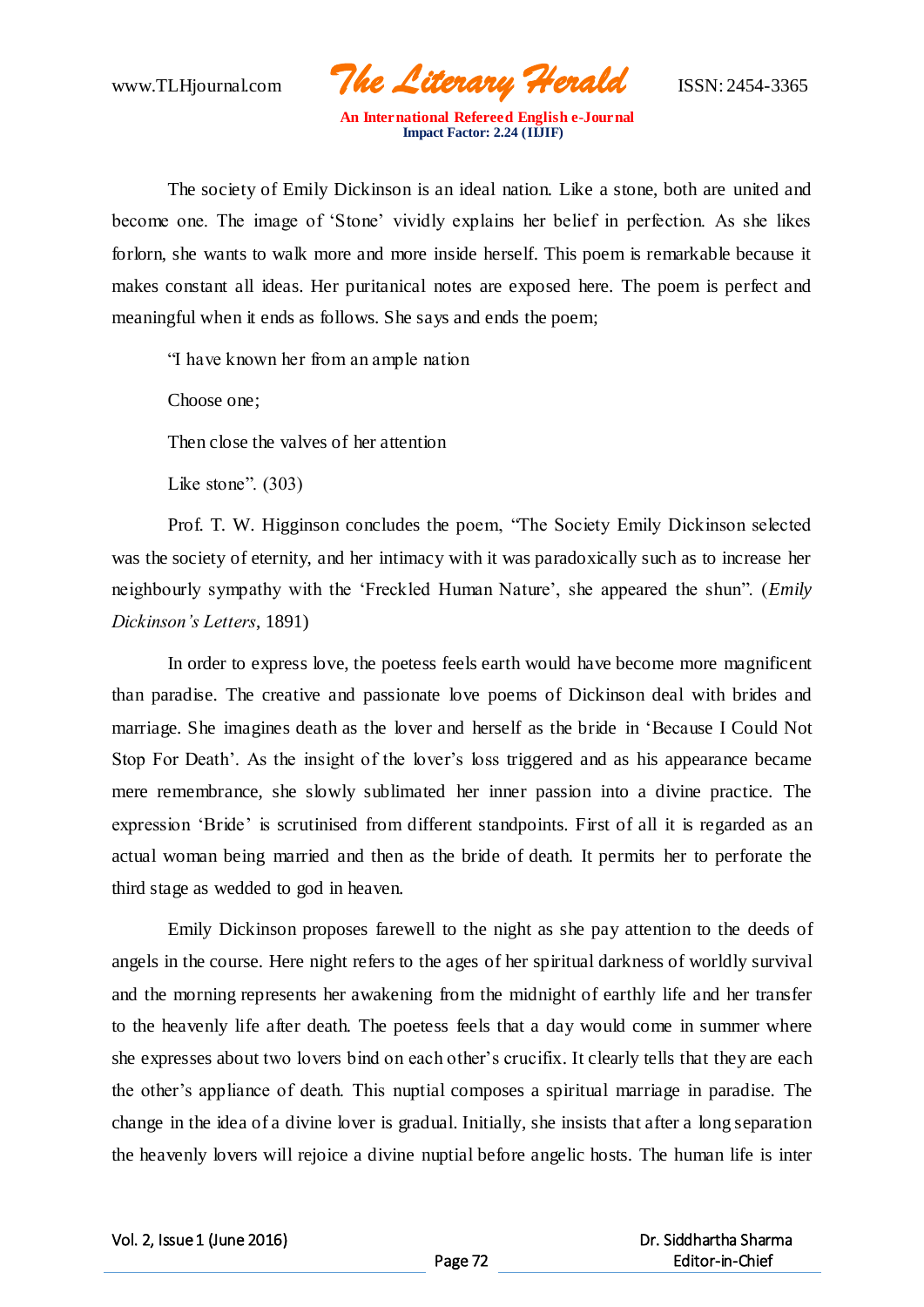The society of Emily Dickinson is an ideal nation. Like a stone, both are united and become one. The image of 'Stone' vividly explains her belief in perfection. As she likes forlorn, she wants to walk more and more inside herself. This poem is remarkable because it makes constant all ideas. Her puritanical notes are exposed here. The poem is perfect and meaningful when it ends as follows. She says and ends the poem;

"I have known her from an ample nation

Choose one;

Then close the valves of her attention

Like stone". (303)

Prof. T. W. Higginson concludes the poem, "The Society Emily Dickinson selected was the society of eternity, and her intimacy with it was paradoxically such as to increase her neighbourly sympathy with the 'Freckled Human Nature', she appeared the shun". (*Emily Dickinson's Letters*, 1891)

In order to express love, the poetess feels earth would have become more magnificent than paradise. The creative and passionate love poems of Dickinson deal with brides and marriage. She imagines death as the lover and herself as the bride in 'Because I Could Not Stop For Death'. As the insight of the lover's loss triggered and as his appearance became mere remembrance, she slowly sublimated her inner passion into a divine practice. The expression 'Bride' is scrutinised from different standpoints. First of all it is regarded as an actual woman being married and then as the bride of death. It permits her to perforate the third stage as wedded to god in heaven.

Emily Dickinson proposes farewell to the night as she pay attention to the deeds of angels in the course. Here night refers to the ages of her spiritual darkness of worldly survival and the morning represents her awakening from the midnight of earthly life and her transfer to the heavenly life after death. The poetess feels that a day would come in summer where she expresses about two lovers bind on each other's crucifix. It clearly tells that they are each the other's appliance of death. This nuptial composes a spiritual marriage in paradise. The change in the idea of a divine lover is gradual. Initially, she insists that after a long separation the heavenly lovers will rejoice a divine nuptial before angelic hosts. The human life is inter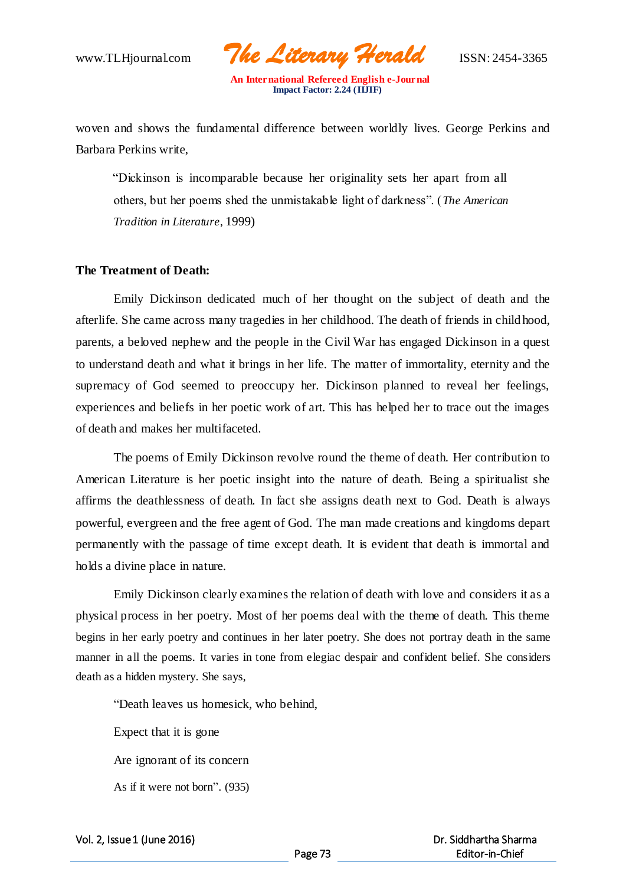woven and shows the fundamental difference between worldly lives. George Perkins and Barbara Perkins write,

> "Dickinson is incomparable because her originality sets her apart from all others, but her poems shed the unmistakable light of darkness". (*The American Tradition in Literature*, 1999)

**The Treatment of Death:**

Emily Dickinson dedicated much of her thought on the subject of death and the afterlife. She came across many tragedies in her childhood. The death of friends in childhood, parents, a beloved nephew and the people in the Civil War has engaged Dickinson in a quest to understand death and what it brings in her life. The matter of immortality, eternity and the supremacy of God seemed to preoccupy her. Dickinson planned to reveal her feelings, experiences and beliefs in her poetic work of art. This has helped her to trace out the images of death and makes her multifaceted.

The poems of Emily Dickinson revolve round the theme of death. Her contribution to American Literature is her poetic insight into the nature of death. Being a spiritualist she affirms the deathlessness of death. In fact she assigns death next to God. Death is always powerful, evergreen and the free agent of God. The man made creations and kingdoms depart permanently with the passage of time except death. It is evident that death is immortal and holds a divine place in nature.

Emily Dickinson clearly examines the relation of death with love and considers it as a physical process in her poetry. Most of her poems deal with the theme of death. This theme begins in her early poetry and continues in her later poetry. She does not portray death in the same manner in all the poems. It varies in tone from elegiac despair and confident belief. She considers death as a hidden mystery. She says,

> "Death leaves us homesick, who behind,
>
> Expect that it is gone
>
> Are ignorant of its concern
>
> As if it were not born". (935)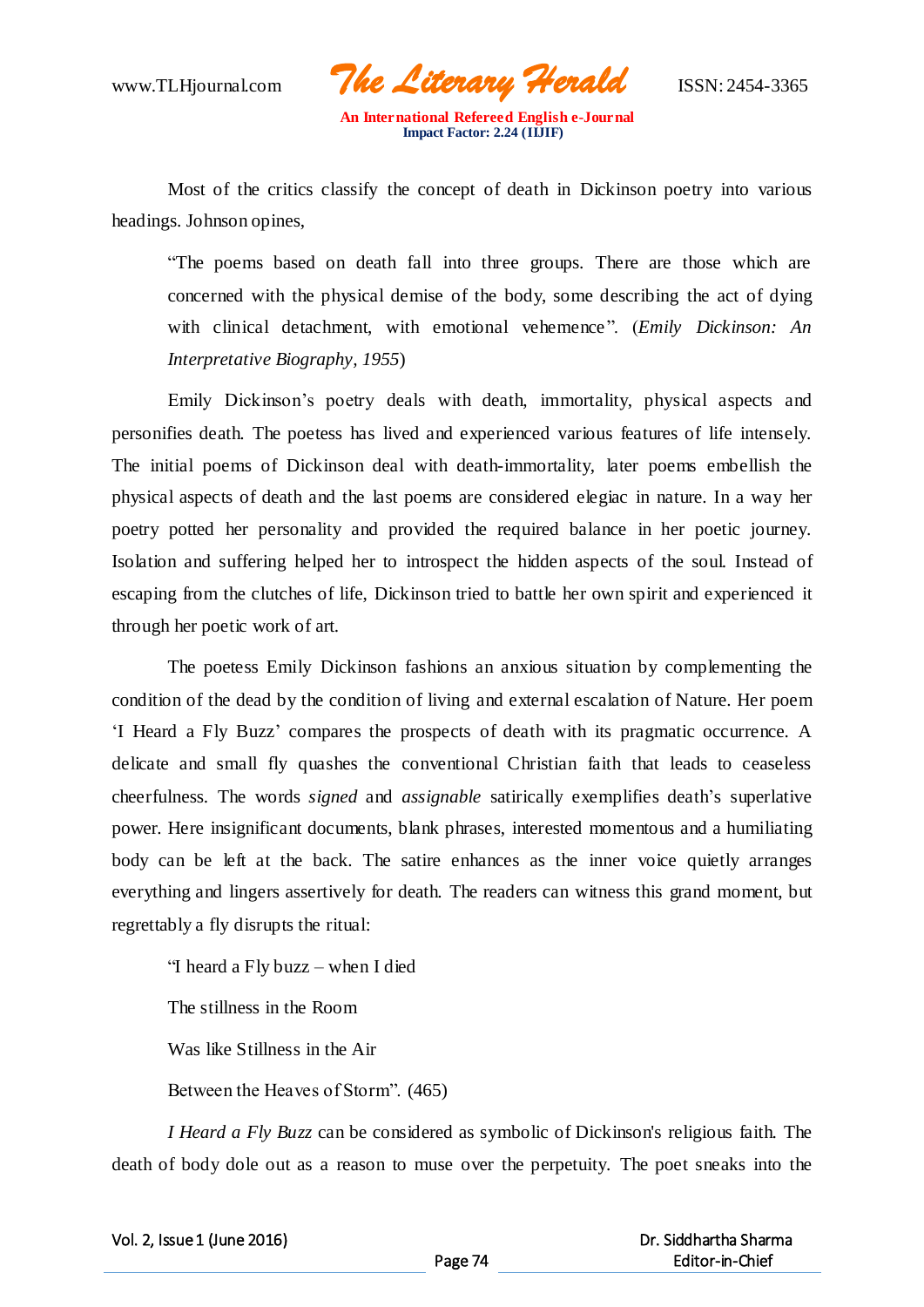Most of the critics classify the concept of death in Dickinson poetry into various headings. Johnson opines,

> "The poems based on death fall into three groups. There are those which are concerned with the physical demise of the body, some describing the act of dying with clinical detachment, with emotional vehemence". (*Emily Dickinson: An Interpretative Biography, 1955*)

Emily Dickinson's poetry deals with death, immortality, physical aspects and personifies death. The poetess has lived and experienced various features of life intensely. The initial poems of Dickinson deal with death-immortality, later poems embellish the physical aspects of death and the last poems are considered elegiac in nature. In a way her poetry potted her personality and provided the required balance in her poetic journey. Isolation and suffering helped her to introspect the hidden aspects of the soul. Instead of escaping from the clutches of life, Dickinson tried to battle her own spirit and experienced it through her poetic work of art.

The poetess Emily Dickinson fashions an anxious situation by complementing the condition of the dead by the condition of living and external escalation of Nature. Her poem 'I Heard a Fly Buzz' compares the prospects of death with its pragmatic occurrence. A delicate and small fly quashes the conventional Christian faith that leads to ceaseless cheerfulness. The words *signed* and *assignable* satirically exemplifies death's superlative power. Here insignificant documents, blank phrases, interested momentous and a humiliating body can be left at the back. The satire enhances as the inner voice quietly arranges everything and lingers assertively for death. The readers can witness this grand moment, but regrettably a fly disrupts the ritual:

> "I heard a Fly buzz – when I died
>
> The stillness in the Room
>
> Was like Stillness in the Air
>
> Between the Heaves of Storm". (465)

*I Heard a Fly Buzz* can be considered as symbolic of Dickinson's religious faith. The death of body dole out as a reason to muse over the perpetuity. The poet sneaks into the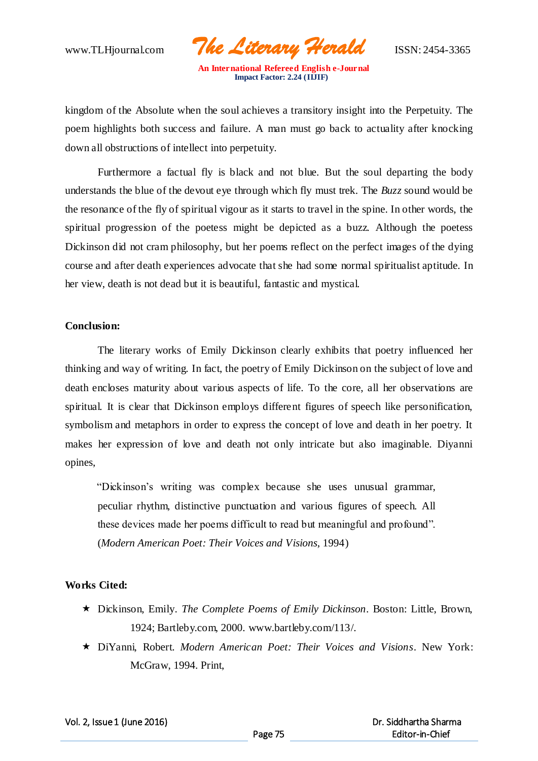kingdom of the Absolute when the soul achieves a transitory insight into the Perpetuity. The poem highlights both success and failure. A man must go back to actuality after knocking down all obstructions of intellect into perpetuity.

Furthermore a factual fly is black and not blue. But the soul departing the body understands the blue of the devout eye through which fly must trek. The *Buzz* sound would be the resonance of the fly of spiritual vigour as it starts to travel in the spine. In other words, the spiritual progression of the poetess might be depicted as a buzz. Although the poetess Dickinson did not cram philosophy, but her poems reflect on the perfect images of the dying course and after death experiences advocate that she had some normal spiritualist aptitude. In her view, death is not dead but it is beautiful, fantastic and mystical.

**Conclusion:**

The literary works of Emily Dickinson clearly exhibits that poetry influenced her thinking and way of writing. In fact, the poetry of Emily Dickinson on the subject of love and death encloses maturity about various aspects of life. To the core, all her observations are spiritual. It is clear that Dickinson employs different figures of speech like personification, symbolism and metaphors in order to express the concept of love and death in her poetry. It makes her expression of love and death not only intricate but also imaginable. Diyanni opines,

> "Dickinson's writing was complex because she uses unusual grammar, peculiar rhythm, distinctive punctuation and various figures of speech. All these devices made her poems difficult to read but meaningful and profound". (*Modern American Poet: Their Voices and Visions*, 1994)

**Works Cited:**

- Dickinson, Emily. *The Complete Poems of Emily Dickinson*. Boston: Little, Brown, 1924; Bartleby.com, 2000. www.bartleby.com/113/.
- DiYanni, Robert. *Modern American Poet: Their Voices and Visions*. New York: McGraw, 1994. Print,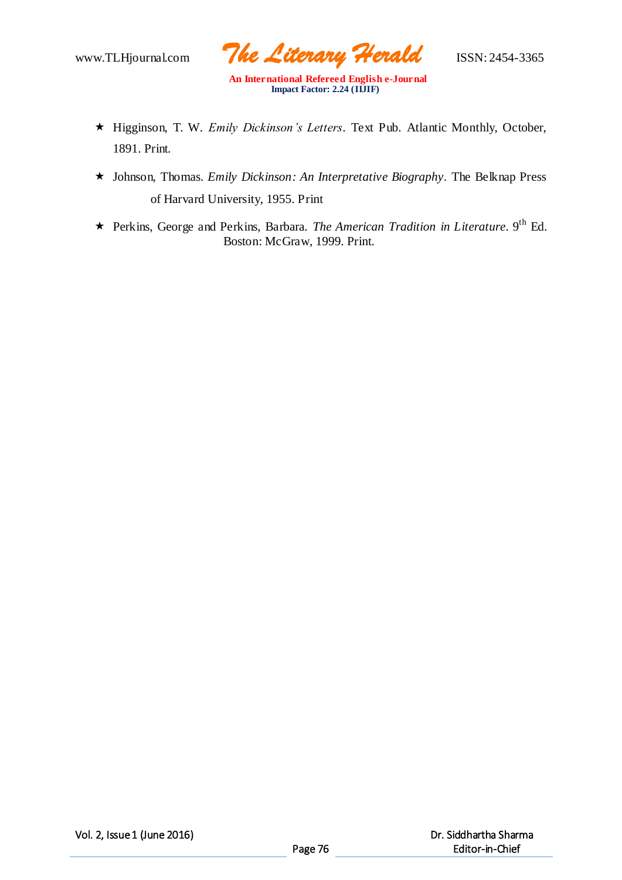- Higginson, T. W. *Emily Dickinson's Letters*. Text Pub. Atlantic Monthly, October, 1891. Print.
- Johnson, Thomas. *Emily Dickinson: An Interpretative Biography*. The Belknap Press of Harvard University, 1955. Print
- Perkins, George and Perkins, Barbara. *The American Tradition in Literature*. 9th Ed. Boston: McGraw, 1999. Print.